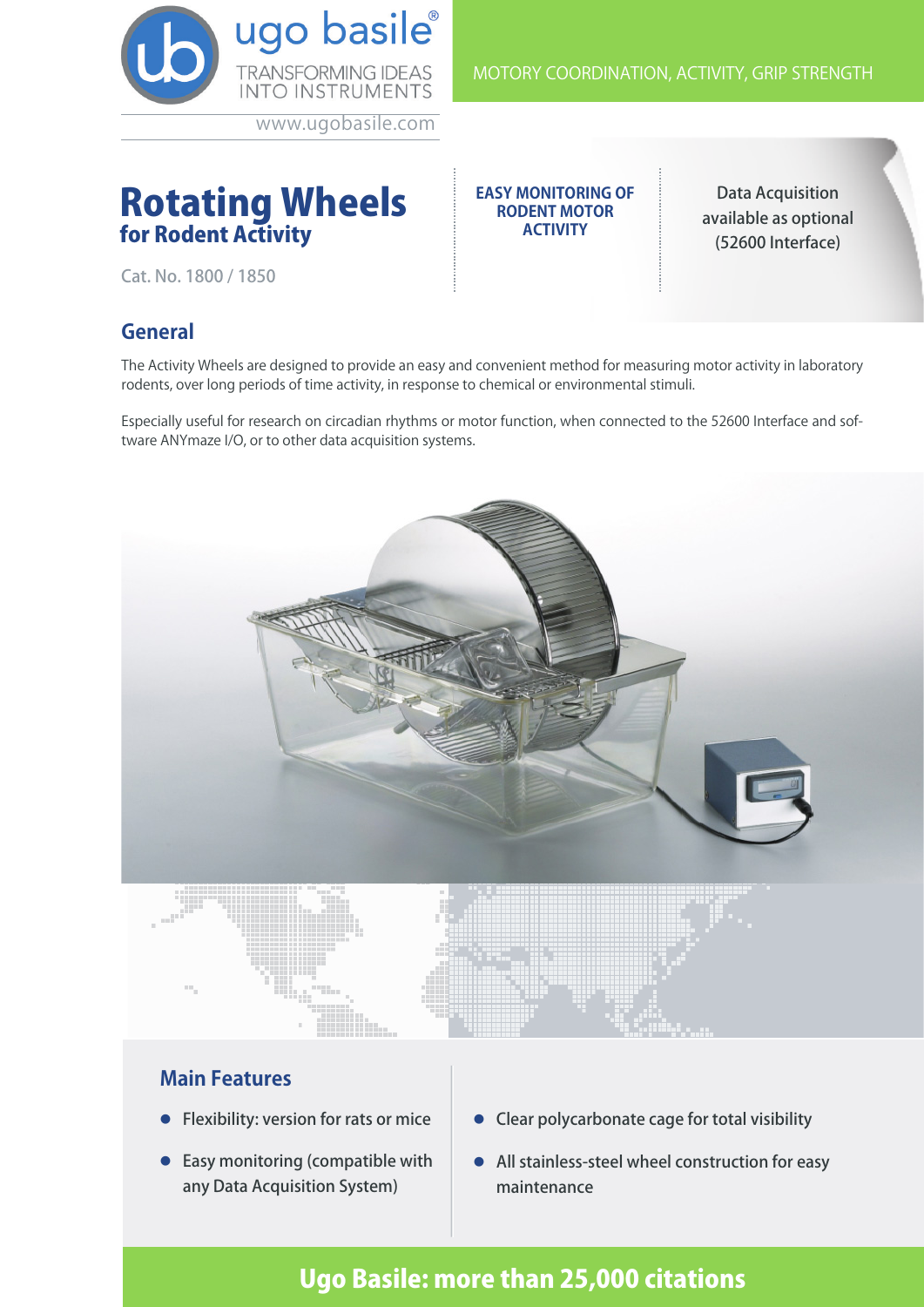ugo basile®
TRANSFORMING IDEAS INTO INSTRUMENTS
www.ugobasile.com

MOTORY COORDINATION, ACTIVITY, GRIP STRENGTH

# Rotating Wheels
## for Rodent Activity

Cat. No. 1800 / 1850

**EASY MONITORING OF RODENT MOTOR ACTIVITY**

Data Acquisition available as optional (52600 Interface)

## General

The Activity Wheels are designed to provide an easy and convenient method for measuring motor activity in laboratory rodents, over long periods of time activity, in response to chemical or environmental stimuli.

Especially useful for research on circadian rhythms or motor function, when connected to the 52600 Interface and software ANYmaze I/O, or to other data acquisition systems.

## Main Features

- Flexibility: version for rats or mice
- Easy monitoring (compatible with any Data Acquisition System)
- Clear polycarbonate cage for total visibility
- All stainless-steel wheel construction for easy maintenance

**Ugo Basile: more than 25,000 citations**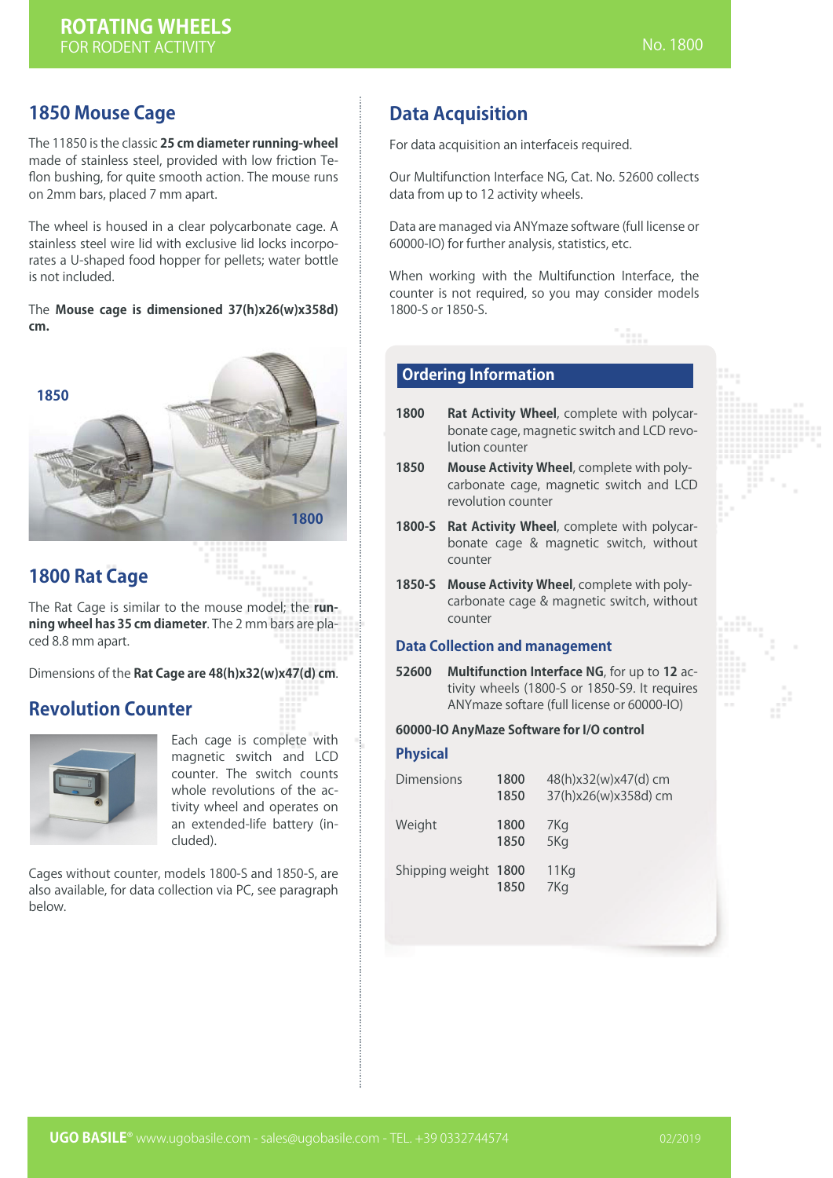# ROTATING WHEELS
FOR RODENT ACTIVITY

No. 1800

## 1850 Mouse Cage

The 11850 is the classic **25 cm diameter running-wheel** made of stainless steel, provided with low friction Teflon bushing, for quite smooth action. The mouse runs on 2mm bars, placed 7 mm apart.

The wheel is housed in a clear polycarbonate cage. A stainless steel wire lid with exclusive lid locks incorporates a U-shaped food hopper for pellets; water bottle is not included.

The **Mouse cage is dimensioned 37(h)x26(w)x358d) cm.**

1850

1800

## 1800 Rat Cage

The Rat Cage is similar to the mouse model; the **running wheel has 35 cm diameter**. The 2 mm bars are placed 8.8 mm apart.

Dimensions of the **Rat Cage are 48(h)x32(w)x47(d) cm**.

## Revolution Counter

Each cage is complete with magnetic switch and LCD counter. The switch counts whole revolutions of the activity wheel and operates on an extended-life battery (included).

Cages without counter, models 1800-S and 1850-S, are also available, for data collection via PC, see paragraph below.

## Data Acquisition

For data acquisition an interfaceis required.

Our Multifunction Interface NG, Cat. No. 52600 collects data from up to 12 activity wheels.

Data are managed via ANYmaze software (full license or 60000-IO) for further analysis, statistics, etc.

When working with the Multifunction Interface, the counter is not required, so you may consider models 1800-S or 1850-S.

### Ordering Information

| | |
|---|---|
| **1800** | **Rat Activity Wheel**, complete with polycarbonate cage, magnetic switch and LCD revolution counter |
| **1850** | **Mouse Activity Wheel**, complete with polycarbonate cage, magnetic switch and LCD revolution counter |
| **1800-S** | **Rat Activity Wheel**, complete with polycarbonate cage & magnetic switch, without counter |
| **1850-S** | **Mouse Activity Wheel**, complete with polycarbonate cage & magnetic switch, without counter |

### Data Collection and management

| | |
|---|---|
| **52600** | **Multifunction Interface NG**, for up to **12** activity wheels (1800-S or 1850-S9. It requires ANYmaze softare (full license or 60000-IO) |

**60000-IO AnyMaze Software for I/O control**

### Physical

| | | |
|---|---|---|
| Dimensions | 1800 | 48(h)x32(w)x47(d) cm |
| | 1850 | 37(h)x26(w)x358d) cm |
| Weight | 1800 | 7Kg |
| | 1850 | 5Kg |
| Shipping weight | 1800 | 11Kg |
| | 1850 | 7Kg |

**UGO BASILE**® www.ugobasile.com - sales@ugobasile.com - TEL. +39 0332744574

02/2019